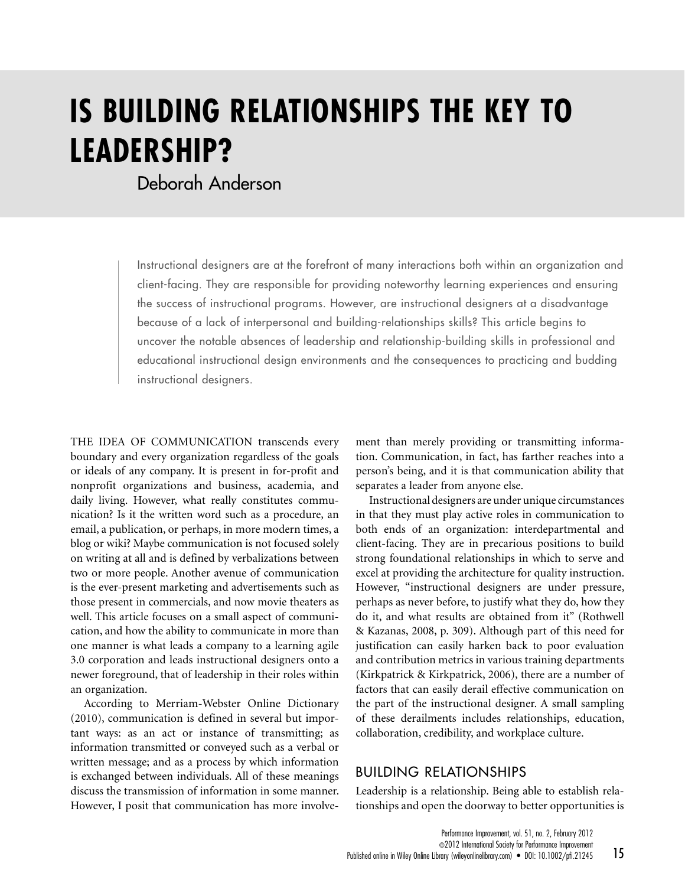# IS BUILDING RELATIONSHIPS THE KEY TO LEADERSHIP?

Deborah Anderson

Instructional designers are at the forefront of many interactions both within an organization and client-facing. They are responsible for providing noteworthy learning experiences and ensuring the success of instructional programs. However, are instructional designers at a disadvantage because of a lack of interpersonal and building-relationships skills? This article begins to uncover the notable absences of leadership and relationship-building skills in professional and educational instructional design environments and the consequences to practicing and budding instructional designers.

THE IDEA OF COMMUNICATION transcends every boundary and every organization regardless of the goals or ideals of any company. It is present in for-profit and nonprofit organizations and business, academia, and daily living. However, what really constitutes communication? Is it the written word such as a procedure, an email, a publication, or perhaps, in more modern times, a blog or wiki? Maybe communication is not focused solely on writing at all and is defined by verbalizations between two or more people. Another avenue of communication is the ever-present marketing and advertisements such as those present in commercials, and now movie theaters as well. This article focuses on a small aspect of communication, and how the ability to communicate in more than one manner is what leads a company to a learning agile 3.0 corporation and leads instructional designers onto a newer foreground, that of leadership in their roles within an organization.

According to Merriam-Webster Online Dictionary (2010), communication is defined in several but important ways: as an act or instance of transmitting; as information transmitted or conveyed such as a verbal or written message; and as a process by which information is exchanged between individuals. All of these meanings discuss the transmission of information in some manner. However, I posit that communication has more involvement than merely providing or transmitting information. Communication, in fact, has farther reaches into a person's being, and it is that communication ability that separates a leader from anyone else.

Instructional designers are under unique circumstances in that they must play active roles in communication to both ends of an organization: interdepartmental and client-facing. They are in precarious positions to build strong foundational relationships in which to serve and excel at providing the architecture for quality instruction. However, "instructional designers are under pressure, perhaps as never before, to justify what they do, how they do it, and what results are obtained from it" (Rothwell & Kazanas, 2008, p. 309). Although part of this need for justification can easily harken back to poor evaluation and contribution metrics in various training departments (Kirkpatrick & Kirkpatrick, 2006), there are a number of factors that can easily derail effective communication on the part of the instructional designer. A small sampling of these derailments includes relationships, education, collaboration, credibility, and workplace culture.

## BUILDING RELATIONSHIPS

Leadership is a relationship. Being able to establish relationships and open the doorway to better opportunities is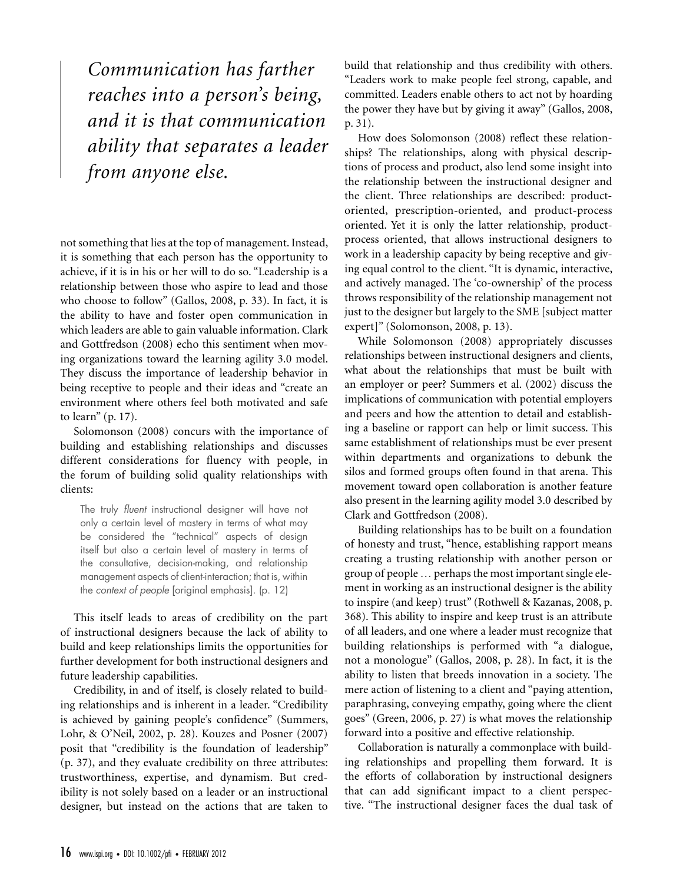> *Communication has farther reaches into a person's being, and it is that communication ability that separates a leader from anyone else.*

not something that lies at the top of management. Instead, it is something that each person has the opportunity to achieve, if it is in his or her will to do so. "Leadership is a relationship between those who aspire to lead and those who choose to follow" (Gallos, 2008, p. 33). In fact, it is the ability to have and foster open communication in which leaders are able to gain valuable information. Clark and Gottfredson (2008) echo this sentiment when moving organizations toward the learning agility 3.0 model. They discuss the importance of leadership behavior in being receptive to people and their ideas and "create an environment where others feel both motivated and safe to learn" (p. 17).

Solomonson (2008) concurs with the importance of building and establishing relationships and discusses different considerations for fluency with people, in the forum of building solid quality relationships with clients:

> The truly *fluent* instructional designer will have not only a certain level of mastery in terms of what may be considered the "technical" aspects of design itself but also a certain level of mastery in terms of the consultative, decision-making, and relationship management aspects of client-interaction; that is, within the *context of people* [original emphasis]. (p. 12)

This itself leads to areas of credibility on the part of instructional designers because the lack of ability to build and keep relationships limits the opportunities for further development for both instructional designers and future leadership capabilities.

Credibility, in and of itself, is closely related to building relationships and is inherent in a leader. "Credibility is achieved by gaining people's confidence" (Summers, Lohr, & O'Neil, 2002, p. 28). Kouzes and Posner (2007) posit that "credibility is the foundation of leadership" (p. 37), and they evaluate credibility on three attributes: trustworthiness, expertise, and dynamism. But credibility is not solely based on a leader or an instructional designer, but instead on the actions that are taken to build that relationship and thus credibility with others. "Leaders work to make people feel strong, capable, and committed. Leaders enable others to act not by hoarding the power they have but by giving it away" (Gallos, 2008, p. 31).

How does Solomonson (2008) reflect these relationships? The relationships, along with physical descriptions of process and product, also lend some insight into the relationship between the instructional designer and the client. Three relationships are described: product-oriented, prescription-oriented, and product-process oriented. Yet it is only the latter relationship, product-process oriented, that allows instructional designers to work in a leadership capacity by being receptive and giving equal control to the client. "It is dynamic, interactive, and actively managed. The 'co-ownership' of the process throws responsibility of the relationship management not just to the designer but largely to the SME [subject matter expert]" (Solomonson, 2008, p. 13).

While Solomonson (2008) appropriately discusses relationships between instructional designers and clients, what about the relationships that must be built with an employer or peer? Summers et al. (2002) discuss the implications of communication with potential employers and peers and how the attention to detail and establishing a baseline or rapport can help or limit success. This same establishment of relationships must be ever present within departments and organizations to debunk the silos and formed groups often found in that arena. This movement toward open collaboration is another feature also present in the learning agility model 3.0 described by Clark and Gottfredson (2008).

Building relationships has to be built on a foundation of honesty and trust, "hence, establishing rapport means creating a trusting relationship with another person or group of people … perhaps the most important single element in working as an instructional designer is the ability to inspire (and keep) trust" (Rothwell & Kazanas, 2008, p. 368). This ability to inspire and keep trust is an attribute of all leaders, and one where a leader must recognize that building relationships is performed with "a dialogue, not a monologue" (Gallos, 2008, p. 28). In fact, it is the ability to listen that breeds innovation in a society. The mere action of listening to a client and "paying attention, paraphrasing, conveying empathy, going where the client goes" (Green, 2006, p. 27) is what moves the relationship forward into a positive and effective relationship.

Collaboration is naturally a commonplace with building relationships and propelling them forward. It is the efforts of collaboration by instructional designers that can add significant impact to a client perspective. "The instructional designer faces the dual task of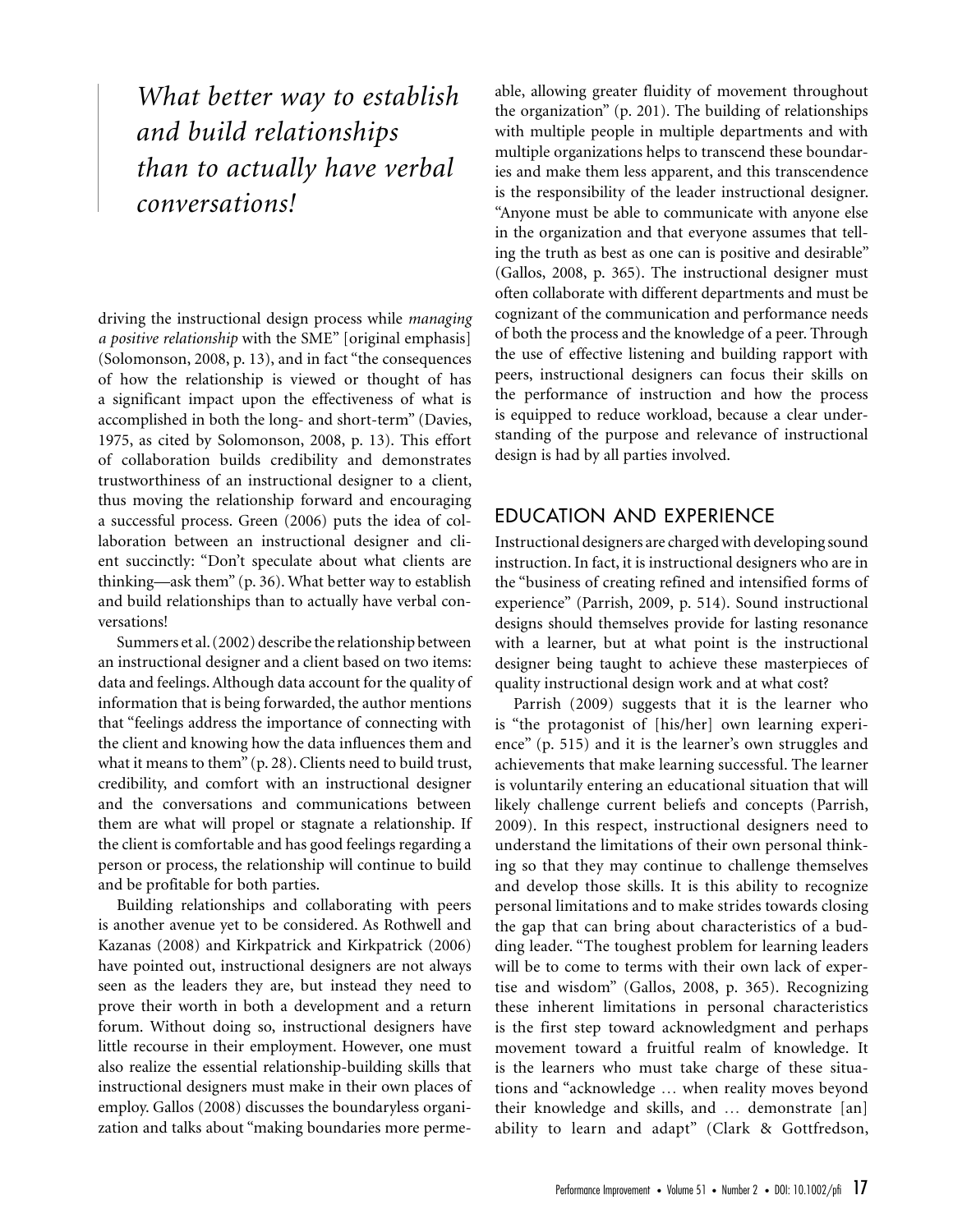*What better way to establish and build relationships than to actually have verbal conversations!*

driving the instructional design process while *managing a positive relationship* with the SME" [original emphasis] (Solomonson, 2008, p. 13), and in fact "the consequences of how the relationship is viewed or thought of has a significant impact upon the effectiveness of what is accomplished in both the long- and short-term" (Davies, 1975, as cited by Solomonson, 2008, p. 13). This effort of collaboration builds credibility and demonstrates trustworthiness of an instructional designer to a client, thus moving the relationship forward and encouraging a successful process. Green (2006) puts the idea of collaboration between an instructional designer and client succinctly: "Don't speculate about what clients are thinking—ask them" (p. 36). What better way to establish and build relationships than to actually have verbal conversations!

Summers et al. (2002) describe the relationship between an instructional designer and a client based on two items: data and feelings. Although data account for the quality of information that is being forwarded, the author mentions that "feelings address the importance of connecting with the client and knowing how the data influences them and what it means to them" (p. 28). Clients need to build trust, credibility, and comfort with an instructional designer and the conversations and communications between them are what will propel or stagnate a relationship. If the client is comfortable and has good feelings regarding a person or process, the relationship will continue to build and be profitable for both parties.

Building relationships and collaborating with peers is another avenue yet to be considered. As Rothwell and Kazanas (2008) and Kirkpatrick and Kirkpatrick (2006) have pointed out, instructional designers are not always seen as the leaders they are, but instead they need to prove their worth in both a development and a return forum. Without doing so, instructional designers have little recourse in their employment. However, one must also realize the essential relationship-building skills that instructional designers must make in their own places of employ. Gallos (2008) discusses the boundaryless organization and talks about "making boundaries more permeable, allowing greater fluidity of movement throughout the organization" (p. 201). The building of relationships with multiple people in multiple departments and with multiple organizations helps to transcend these boundaries and make them less apparent, and this transcendence is the responsibility of the leader instructional designer. "Anyone must be able to communicate with anyone else in the organization and that everyone assumes that telling the truth as best as one can is positive and desirable" (Gallos, 2008, p. 365). The instructional designer must often collaborate with different departments and must be cognizant of the communication and performance needs of both the process and the knowledge of a peer. Through the use of effective listening and building rapport with peers, instructional designers can focus their skills on the performance of instruction and how the process is equipped to reduce workload, because a clear understanding of the purpose and relevance of instructional design is had by all parties involved.

## EDUCATION AND EXPERIENCE

Instructional designers are charged with developing sound instruction. In fact, it is instructional designers who are in the "business of creating refined and intensified forms of experience" (Parrish, 2009, p. 514). Sound instructional designs should themselves provide for lasting resonance with a learner, but at what point is the instructional designer being taught to achieve these masterpieces of quality instructional design work and at what cost?

Parrish (2009) suggests that it is the learner who is "the protagonist of [his/her] own learning experience" (p. 515) and it is the learner's own struggles and achievements that make learning successful. The learner is voluntarily entering an educational situation that will likely challenge current beliefs and concepts (Parrish, 2009). In this respect, instructional designers need to understand the limitations of their own personal thinking so that they may continue to challenge themselves and develop those skills. It is this ability to recognize personal limitations and to make strides towards closing the gap that can bring about characteristics of a budding leader. "The toughest problem for learning leaders will be to come to terms with their own lack of expertise and wisdom" (Gallos, 2008, p. 365). Recognizing these inherent limitations in personal characteristics is the first step toward acknowledgment and perhaps movement toward a fruitful realm of knowledge. It is the learners who must take charge of these situations and "acknowledge … when reality moves beyond their knowledge and skills, and … demonstrate [an] ability to learn and adapt" (Clark & Gottfredson,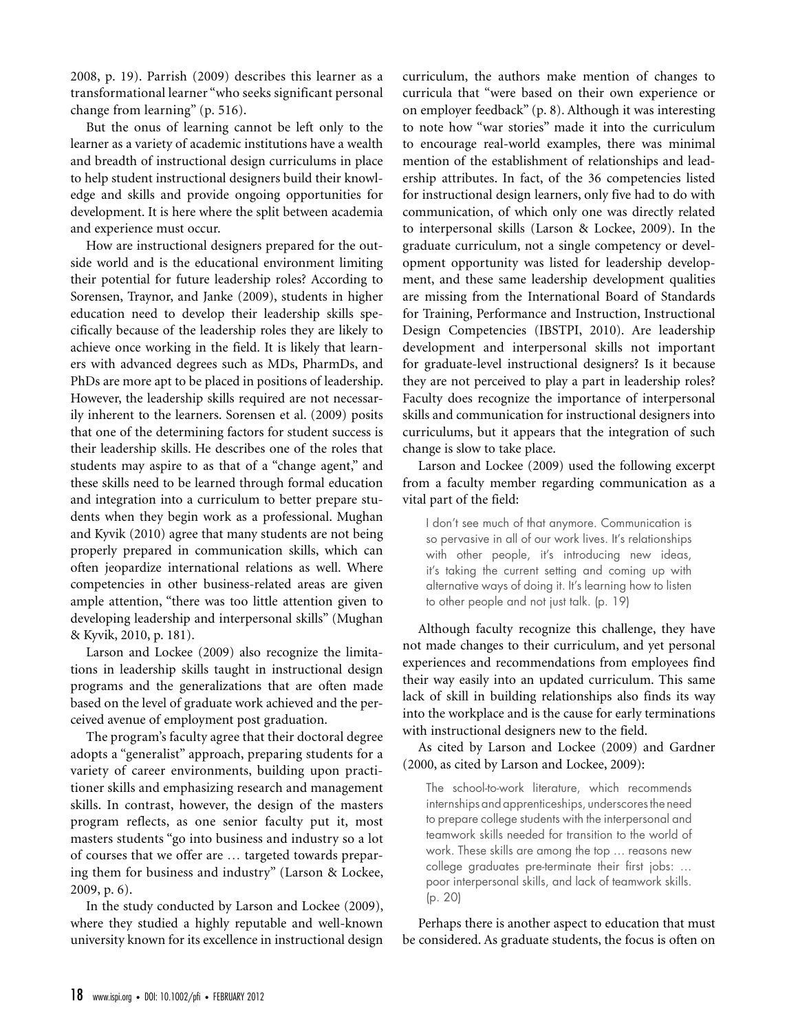2008, p. 19). Parrish (2009) describes this learner as a transformational learner "who seeks significant personal change from learning" (p. 516).

But the onus of learning cannot be left only to the learner as a variety of academic institutions have a wealth and breadth of instructional design curriculums in place to help student instructional designers build their knowledge and skills and provide ongoing opportunities for development. It is here where the split between academia and experience must occur.

How are instructional designers prepared for the outside world and is the educational environment limiting their potential for future leadership roles? According to Sorensen, Traynor, and Janke (2009), students in higher education need to develop their leadership skills specifically because of the leadership roles they are likely to achieve once working in the field. It is likely that learners with advanced degrees such as MDs, PharmDs, and PhDs are more apt to be placed in positions of leadership. However, the leadership skills required are not necessarily inherent to the learners. Sorensen et al. (2009) posits that one of the determining factors for student success is their leadership skills. He describes one of the roles that students may aspire to as that of a "change agent," and these skills need to be learned through formal education and integration into a curriculum to better prepare students when they begin work as a professional. Mughan and Kyvik (2010) agree that many students are not being properly prepared in communication skills, which can often jeopardize international relations as well. Where competencies in other business-related areas are given ample attention, "there was too little attention given to developing leadership and interpersonal skills" (Mughan & Kyvik, 2010, p. 181).

Larson and Lockee (2009) also recognize the limitations in leadership skills taught in instructional design programs and the generalizations that are often made based on the level of graduate work achieved and the perceived avenue of employment post graduation.

The program's faculty agree that their doctoral degree adopts a "generalist" approach, preparing students for a variety of career environments, building upon practitioner skills and emphasizing research and management skills. In contrast, however, the design of the masters program reflects, as one senior faculty put it, most masters students "go into business and industry so a lot of courses that we offer are … targeted towards preparing them for business and industry" (Larson & Lockee, 2009, p. 6).

In the study conducted by Larson and Lockee (2009), where they studied a highly reputable and well-known university known for its excellence in instructional design curriculum, the authors make mention of changes to curricula that "were based on their own experience or on employer feedback" (p. 8). Although it was interesting to note how "war stories" made it into the curriculum to encourage real-world examples, there was minimal mention of the establishment of relationships and leadership attributes. In fact, of the 36 competencies listed for instructional design learners, only five had to do with communication, of which only one was directly related to interpersonal skills (Larson & Lockee, 2009). In the graduate curriculum, not a single competency or development opportunity was listed for leadership development, and these same leadership development qualities are missing from the International Board of Standards for Training, Performance and Instruction, Instructional Design Competencies (IBSTPI, 2010). Are leadership development and interpersonal skills not important for graduate-level instructional designers? Is it because they are not perceived to play a part in leadership roles? Faculty does recognize the importance of interpersonal skills and communication for instructional designers into curriculums, but it appears that the integration of such change is slow to take place.

Larson and Lockee (2009) used the following excerpt from a faculty member regarding communication as a vital part of the field:

> I don't see much of that anymore. Communication is so pervasive in all of our work lives. It's relationships with other people, it's introducing new ideas, it's taking the current setting and coming up with alternative ways of doing it. It's learning how to listen to other people and not just talk. (p. 19)

Although faculty recognize this challenge, they have not made changes to their curriculum, and yet personal experiences and recommendations from employees find their way easily into an updated curriculum. This same lack of skill in building relationships also finds its way into the workplace and is the cause for early terminations with instructional designers new to the field.

As cited by Larson and Lockee (2009) and Gardner (2000, as cited by Larson and Lockee, 2009):

> The school-to-work literature, which recommends internships and apprenticeships, underscores the need to prepare college students with the interpersonal and teamwork skills needed for transition to the world of work. These skills are among the top … reasons new college graduates pre-terminate their first jobs: … poor interpersonal skills, and lack of teamwork skills. (p. 20)

Perhaps there is another aspect to education that must be considered. As graduate students, the focus is often on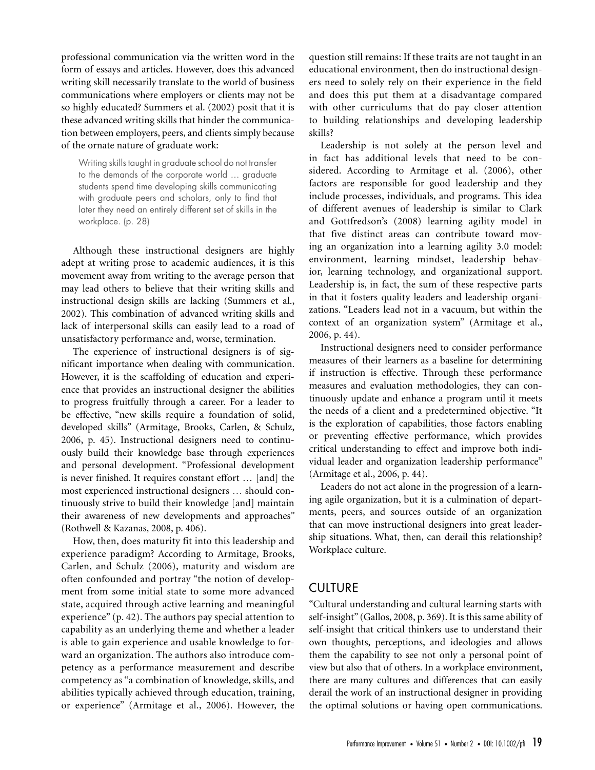professional communication via the written word in the form of essays and articles. However, does this advanced writing skill necessarily translate to the world of business communications where employers or clients may not be so highly educated? Summers et al. (2002) posit that it is these advanced writing skills that hinder the communication between employers, peers, and clients simply because of the ornate nature of graduate work:

> Writing skills taught in graduate school do not transfer to the demands of the corporate world … graduate students spend time developing skills communicating with graduate peers and scholars, only to find that later they need an entirely different set of skills in the workplace. (p. 28)

Although these instructional designers are highly adept at writing prose to academic audiences, it is this movement away from writing to the average person that may lead others to believe that their writing skills and instructional design skills are lacking (Summers et al., 2002). This combination of advanced writing skills and lack of interpersonal skills can easily lead to a road of unsatisfactory performance and, worse, termination.

The experience of instructional designers is of significant importance when dealing with communication. However, it is the scaffolding of education and experience that provides an instructional designer the abilities to progress fruitfully through a career. For a leader to be effective, "new skills require a foundation of solid, developed skills" (Armitage, Brooks, Carlen, & Schulz, 2006, p. 45). Instructional designers need to continuously build their knowledge base through experiences and personal development. "Professional development is never finished. It requires constant effort … [and] the most experienced instructional designers … should continuously strive to build their knowledge [and] maintain their awareness of new developments and approaches" (Rothwell & Kazanas, 2008, p. 406).

How, then, does maturity fit into this leadership and experience paradigm? According to Armitage, Brooks, Carlen, and Schulz (2006), maturity and wisdom are often confounded and portray "the notion of development from some initial state to some more advanced state, acquired through active learning and meaningful experience" (p. 42). The authors pay special attention to capability as an underlying theme and whether a leader is able to gain experience and usable knowledge to forward an organization. The authors also introduce competency as a performance measurement and describe competency as "a combination of knowledge, skills, and abilities typically achieved through education, training, or experience" (Armitage et al., 2006). However, the question still remains: If these traits are not taught in an educational environment, then do instructional designers need to solely rely on their experience in the field and does this put them at a disadvantage compared with other curriculums that do pay closer attention to building relationships and developing leadership skills?

Leadership is not solely at the person level and in fact has additional levels that need to be considered. According to Armitage et al. (2006), other factors are responsible for good leadership and they include processes, individuals, and programs. This idea of different avenues of leadership is similar to Clark and Gottfredson's (2008) learning agility model in that five distinct areas can contribute toward moving an organization into a learning agility 3.0 model: environment, learning mindset, leadership behavior, learning technology, and organizational support. Leadership is, in fact, the sum of these respective parts in that it fosters quality leaders and leadership organizations. "Leaders lead not in a vacuum, but within the context of an organization system" (Armitage et al., 2006, p. 44).

Instructional designers need to consider performance measures of their learners as a baseline for determining if instruction is effective. Through these performance measures and evaluation methodologies, they can continuously update and enhance a program until it meets the needs of a client and a predetermined objective. "It is the exploration of capabilities, those factors enabling or preventing effective performance, which provides critical understanding to effect and improve both individual leader and organization leadership performance" (Armitage et al., 2006, p. 44).

Leaders do not act alone in the progression of a learning agile organization, but it is a culmination of departments, peers, and sources outside of an organization that can move instructional designers into great leadership situations. What, then, can derail this relationship? Workplace culture.

## CULTURE

"Cultural understanding and cultural learning starts with self-insight" (Gallos, 2008, p. 369). It is this same ability of self-insight that critical thinkers use to understand their own thoughts, perceptions, and ideologies and allows them the capability to see not only a personal point of view but also that of others. In a workplace environment, there are many cultures and differences that can easily derail the work of an instructional designer in providing the optimal solutions or having open communications.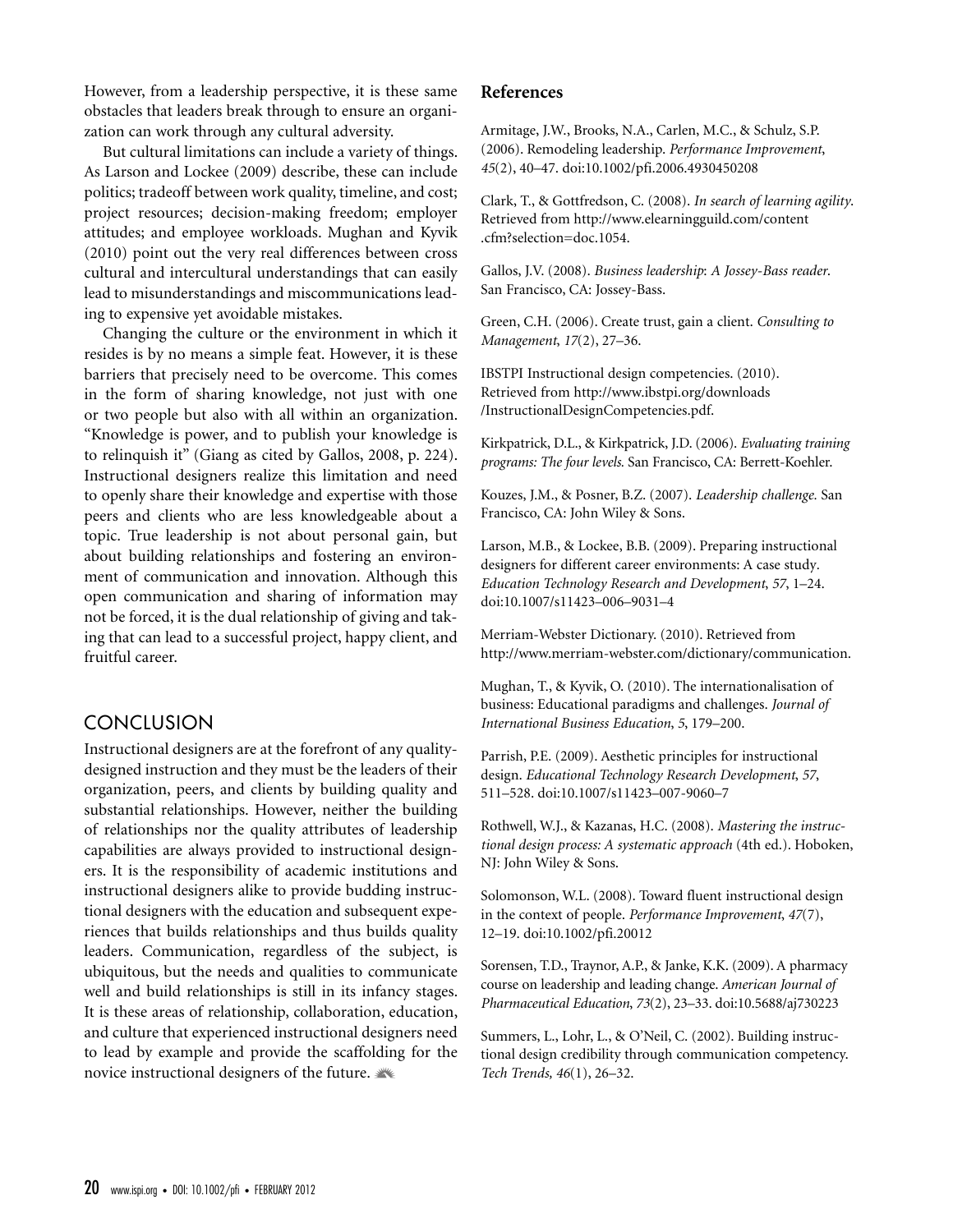However, from a leadership perspective, it is these same obstacles that leaders break through to ensure an organization can work through any cultural adversity.

But cultural limitations can include a variety of things. As Larson and Lockee (2009) describe, these can include politics; tradeoff between work quality, timeline, and cost; project resources; decision-making freedom; employer attitudes; and employee workloads. Mughan and Kyvik (2010) point out the very real differences between cross cultural and intercultural understandings that can easily lead to misunderstandings and miscommunications leading to expensive yet avoidable mistakes.

Changing the culture or the environment in which it resides is by no means a simple feat. However, it is these barriers that precisely need to be overcome. This comes in the form of sharing knowledge, not just with one or two people but also with all within an organization. "Knowledge is power, and to publish your knowledge is to relinquish it" (Giang as cited by Gallos, 2008, p. 224). Instructional designers realize this limitation and need to openly share their knowledge and expertise with those peers and clients who are less knowledgeable about a topic. True leadership is not about personal gain, but about building relationships and fostering an environment of communication and innovation. Although this open communication and sharing of information may not be forced, it is the dual relationship of giving and taking that can lead to a successful project, happy client, and fruitful career.

## CONCLUSION

Instructional designers are at the forefront of any quality-designed instruction and they must be the leaders of their organization, peers, and clients by building quality and substantial relationships. However, neither the building of relationships nor the quality attributes of leadership capabilities are always provided to instructional designers. It is the responsibility of academic institutions and instructional designers alike to provide budding instructional designers with the education and subsequent experiences that builds relationships and thus builds quality leaders. Communication, regardless of the subject, is ubiquitous, but the needs and qualities to communicate well and build relationships is still in its infancy stages. It is these areas of relationship, collaboration, education, and culture that experienced instructional designers need to lead by example and provide the scaffolding for the novice instructional designers of the future.

## References

Armitage, J.W., Brooks, N.A., Carlen, M.C., & Schulz, S.P. (2006). Remodeling leadership. *Performance Improvement*, *45*(2), 40–47. doi:10.1002/pfi.2006.4930450208

Clark, T., & Gottfredson, C. (2008). *In search of learning agility*. Retrieved from http://www.elearningguild.com/content.cfm?selection=doc.1054.

Gallos, J.V. (2008). *Business leadership: A Jossey-Bass reader*. San Francisco, CA: Jossey-Bass.

Green, C.H. (2006). Create trust, gain a client. *Consulting to Management*, *17*(2), 27–36.

IBSTPI Instructional design competencies. (2010). Retrieved from http://www.ibstpi.org/downloads/InstructionalDesignCompetencies.pdf.

Kirkpatrick, D.L., & Kirkpatrick, J.D. (2006). *Evaluating training programs: The four levels.* San Francisco, CA: Berrett-Koehler.

Kouzes, J.M., & Posner, B.Z. (2007). *Leadership challenge.* San Francisco, CA: John Wiley & Sons.

Larson, M.B., & Lockee, B.B. (2009). Preparing instructional designers for different career environments: A case study. *Education Technology Research and Development*, *57*, 1–24. doi:10.1007/s11423–006–9031–4

Merriam-Webster Dictionary. (2010). Retrieved from http://www.merriam-webster.com/dictionary/communication.

Mughan, T., & Kyvik, O. (2010). The internationalisation of business: Educational paradigms and challenges. *Journal of International Business Education*, *5*, 179–200.

Parrish, P.E. (2009). Aesthetic principles for instructional design. *Educational Technology Research Development*, *57*, 511–528. doi:10.1007/s11423–007-9060–7

Rothwell, W.J., & Kazanas, H.C. (2008). *Mastering the instructional design process: A systematic approach* (4th ed.). Hoboken, NJ: John Wiley & Sons.

Solomonson, W.L. (2008). Toward fluent instructional design in the context of people. *Performance Improvement*, *47*(7), 12–19. doi:10.1002/pfi.20012

Sorensen, T.D., Traynor, A.P., & Janke, K.K. (2009). A pharmacy course on leadership and leading change. *American Journal of Pharmaceutical Education*, *73*(2), 23–33. doi:10.5688/aj730223

Summers, L., Lohr, L., & O'Neil, C. (2002). Building instructional design credibility through communication competency. *Tech Trends, 46*(1), 26–32.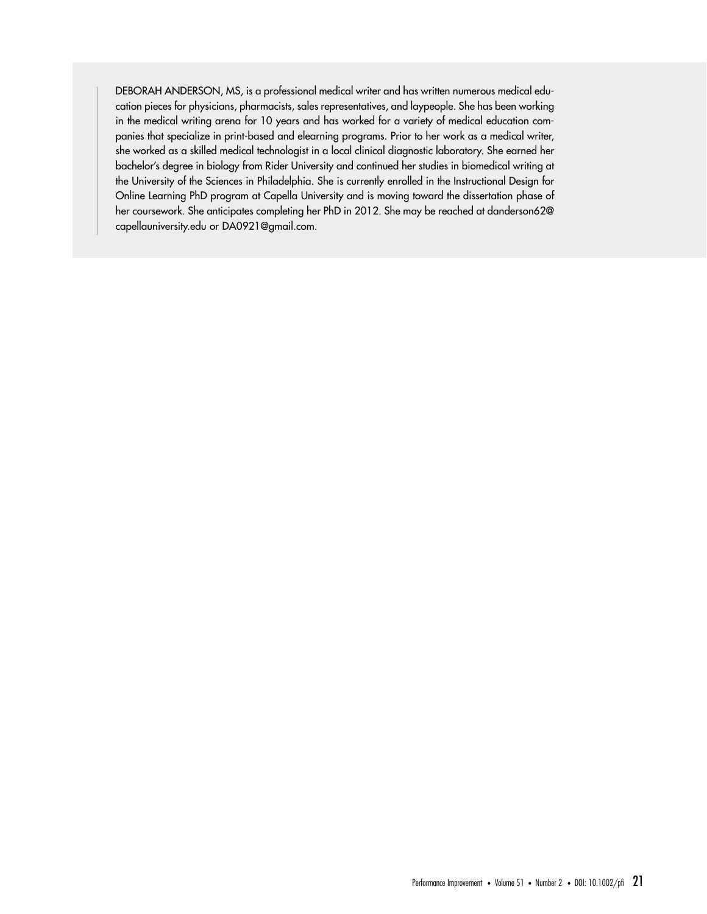DEBORAH ANDERSON, MS, is a professional medical writer and has written numerous medical education pieces for physicians, pharmacists, sales representatives, and laypeople. She has been working in the medical writing arena for 10 years and has worked for a variety of medical education companies that specialize in print-based and elearning programs. Prior to her work as a medical writer, she worked as a skilled medical technologist in a local clinical diagnostic laboratory. She earned her bachelor's degree in biology from Rider University and continued her studies in biomedical writing at the University of the Sciences in Philadelphia. She is currently enrolled in the Instructional Design for Online Learning PhD program at Capella University and is moving toward the dissertation phase of her coursework. She anticipates completing her PhD in 2012. She may be reached at danderson62@capellauniversity.edu or DA0921@gmail.com.